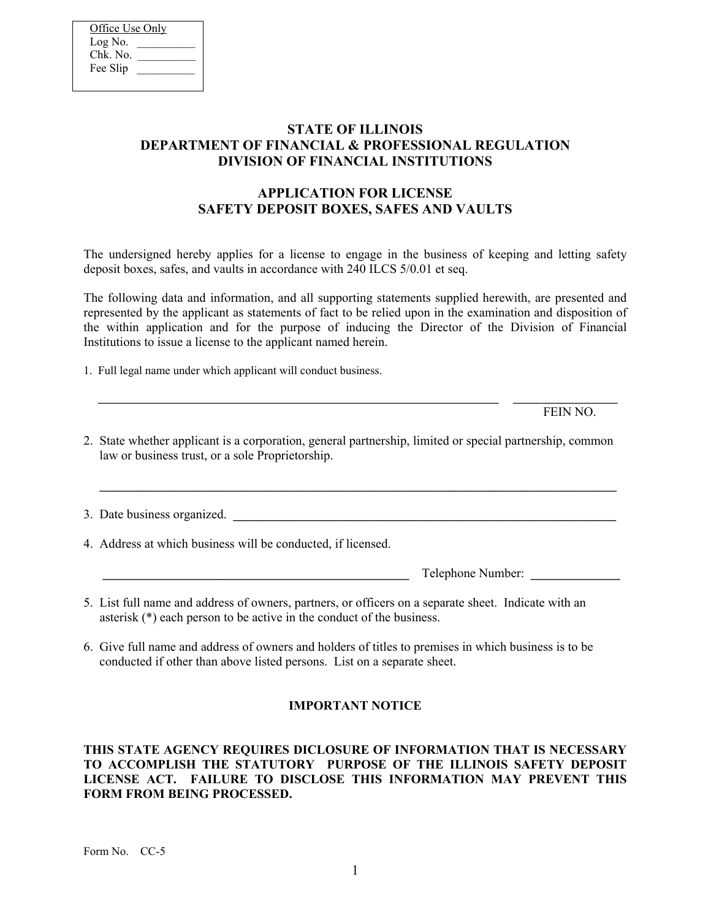Office Use Only
Log No. __________
Chk. No. __________
Fee Slip __________

# STATE OF ILLINOIS
## DEPARTMENT OF FINANCIAL & PROFESSIONAL REGULATION
## DIVISION OF FINANCIAL INSTITUTIONS

## APPLICATION FOR LICENSE
## SAFETY DEPOSIT BOXES, SAFES AND VAULTS

The undersigned hereby applies for a license to engage in the business of keeping and letting safety deposit boxes, safes, and vaults in accordance with 240 ILCS 5/0.01 et seq.

The following data and information, and all supporting statements supplied herewith, are presented and represented by the applicant as statements of fact to be relied upon in the examination and disposition of the within application and for the purpose of inducing the Director of the Division of Financial Institutions to issue a license to the applicant named herein.

1. Full legal name under which applicant will conduct business.

   ____________________________________________________________ ________________
   FEIN NO.

2. State whether applicant is a corporation, general partnership, limited or special partnership, common law or business trust, or a sole Proprietorship.

   ______________________________________________________________________________

3. Date business organized. ____________________________________________________________

4. Address at which business will be conducted, if licensed.

   ______________________________________________ Telephone Number: ______________

5. List full name and address of owners, partners, or officers on a separate sheet. Indicate with an asterisk (*) each person to be active in the conduct of the business.

6. Give full name and address of owners and holders of titles to premises in which business is to be conducted if other than above listed persons. List on a separate sheet.

### IMPORTANT NOTICE

**THIS STATE AGENCY REQUIRES DICLOSURE OF INFORMATION THAT IS NECESSARY TO ACCOMPLISH THE STATUTORY PURPOSE OF THE ILLINOIS SAFETY DEPOSIT LICENSE ACT. FAILURE TO DISCLOSE THIS INFORMATION MAY PREVENT THIS FORM FROM BEING PROCESSED.**

Form No. CC-5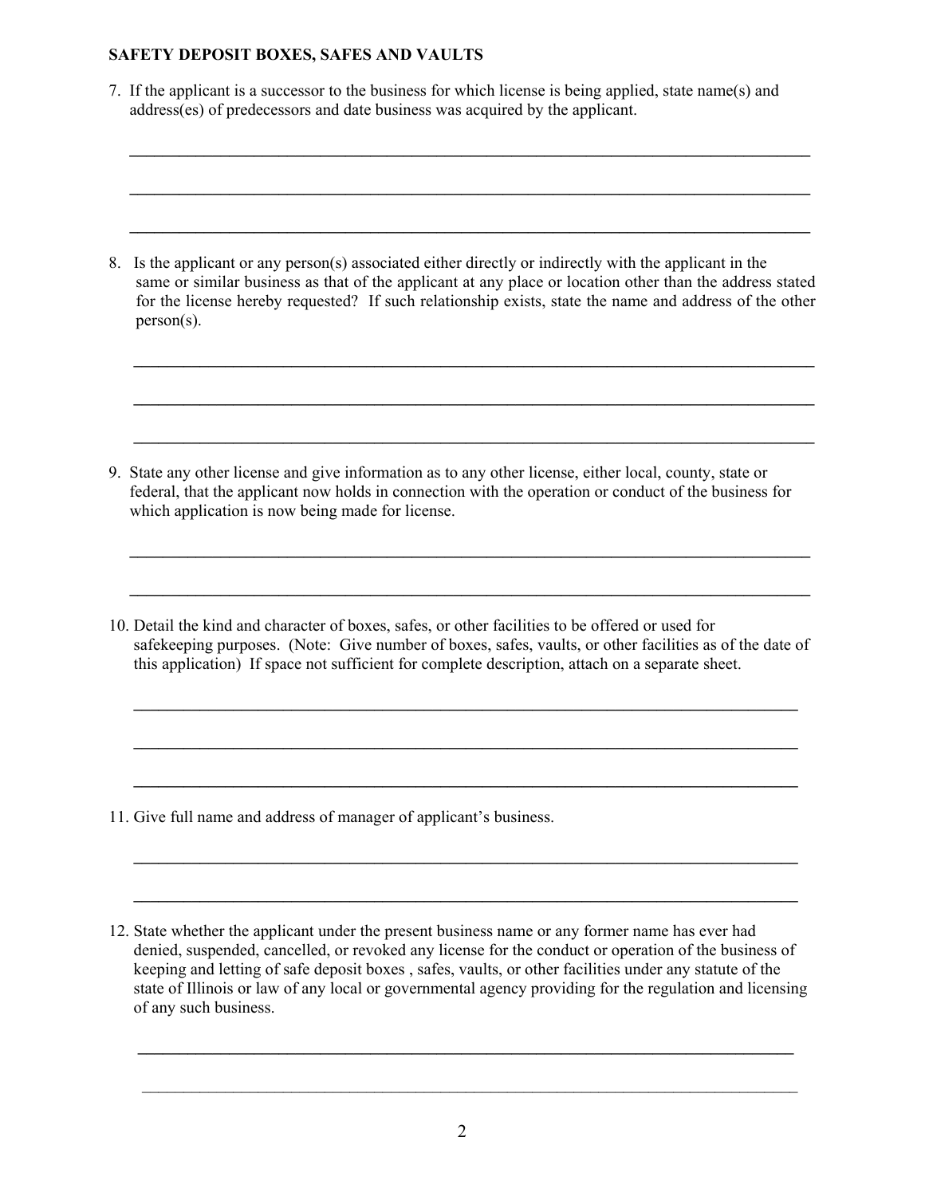**SAFETY DEPOSIT BOXES, SAFES AND VAULTS**

7. If the applicant is a successor to the business for which license is being applied, state name(s) and address(es) of predecessors and date business was acquired by the applicant.

______________________________________________________________________________

______________________________________________________________________________

______________________________________________________________________________

8. Is the applicant or any person(s) associated either directly or indirectly with the applicant in the same or similar business as that of the applicant at any place or location other than the address stated for the license hereby requested? If such relationship exists, state the name and address of the other person(s).

______________________________________________________________________________

______________________________________________________________________________

______________________________________________________________________________

9. State any other license and give information as to any other license, either local, county, state or federal, that the applicant now holds in connection with the operation or conduct of the business for which application is now being made for license.

______________________________________________________________________________

______________________________________________________________________________

10. Detail the kind and character of boxes, safes, or other facilities to be offered or used for safekeeping purposes. (Note: Give number of boxes, safes, vaults, or other facilities as of the date of this application) If space not sufficient for complete description, attach on a separate sheet.

______________________________________________________________________________

______________________________________________________________________________

______________________________________________________________________________

11. Give full name and address of manager of applicant's business.

______________________________________________________________________________

______________________________________________________________________________

12. State whether the applicant under the present business name or any former name has ever had denied, suspended, cancelled, or revoked any license for the conduct or operation of the business of keeping and letting of safe deposit boxes , safes, vaults, or other facilities under any statute of the state of Illinois or law of any local or governmental agency providing for the regulation and licensing of any such business.

______________________________________________________________________________

______________________________________________________________________________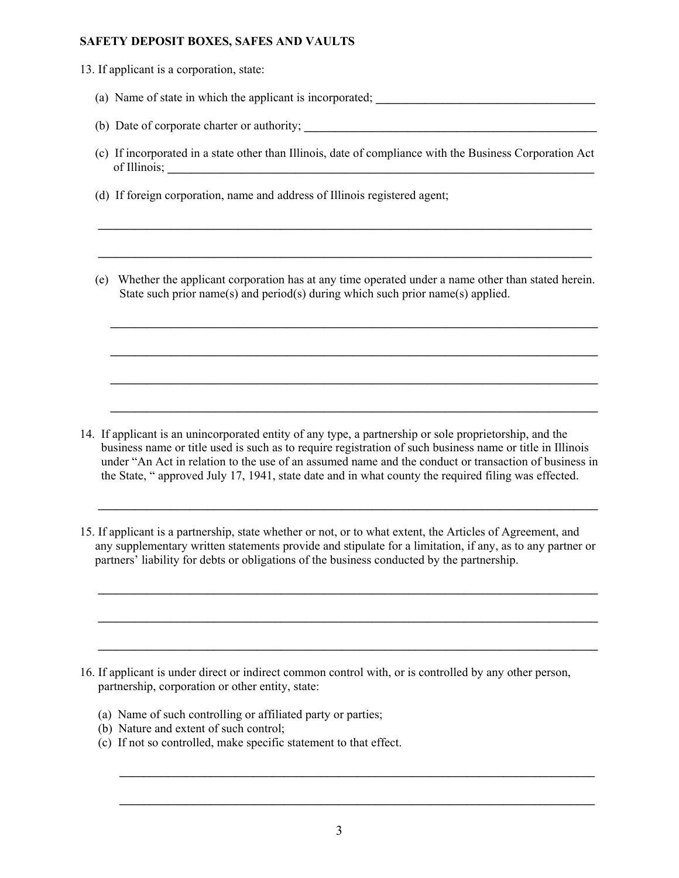**SAFETY DEPOSIT BOXES, SAFES AND VAULTS**

13. If applicant is a corporation, state:

    (a) Name of state in which the applicant is incorporated; ____________________________________

    (b) Date of corporate charter or authority; ____________________________________

    (c) If incorporated in a state other than Illinois, date of compliance with the Business Corporation Act of Illinois; ____________________________________

    (d) If foreign corporation, name and address of Illinois registered agent;

    ____________________________________

    ____________________________________

    (e) Whether the applicant corporation has at any time operated under a name other than stated herein. State such prior name(s) and period(s) during which such prior name(s) applied.

    ____________________________________

    ____________________________________

    ____________________________________

    ____________________________________

14. If applicant is an unincorporated entity of any type, a partnership or sole proprietorship, and the business name or title used is such as to require registration of such business name or title in Illinois under "An Act in relation to the use of an assumed name and the conduct or transaction of business in the State, " approved July 17, 1941, state date and in what county the required filing was effected.

    ____________________________________

15. If applicant is a partnership, state whether or not, or to what extent, the Articles of Agreement, and any supplementary written statements provide and stipulate for a limitation, if any, as to any partner or partners' liability for debts or obligations of the business conducted by the partnership.

    ____________________________________

    ____________________________________

    ____________________________________

16. If applicant is under direct or indirect common control with, or is controlled by any other person, partnership, corporation or other entity, state:

    (a) Name of such controlling or affiliated party or parties;
    (b) Nature and extent of such control;
    (c) If not so controlled, make specific statement to that effect.

    ____________________________________

    ____________________________________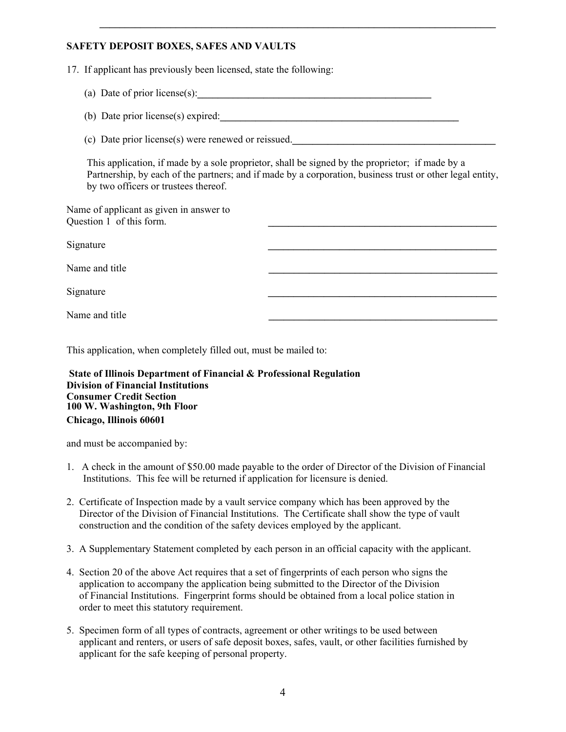**SAFETY DEPOSIT BOXES, SAFES AND VAULTS**

17. If applicant has previously been licensed, state the following:

    (a) Date of prior license(s): \_\_\_\_\_\_\_\_\_\_\_\_\_\_\_\_\_\_\_\_\_\_\_\_\_\_\_\_\_\_\_\_\_\_\_\_\_\_\_\_

    (b) Date prior license(s) expired: \_\_\_\_\_\_\_\_\_\_\_\_\_\_\_\_\_\_\_\_\_\_\_\_\_\_\_\_\_\_\_\_\_\_\_\_\_\_\_\_

    (c) Date prior license(s) were renewed or reissued. \_\_\_\_\_\_\_\_\_\_\_\_\_\_\_\_\_\_\_\_\_\_\_\_\_\_\_\_\_\_\_\_\_\_\_\_\_\_\_\_

    This application, if made by a sole proprietor, shall be signed by the proprietor; if made by a Partnership, by each of the partners; and if made by a corporation, business trust or other legal entity, by two officers or trustees thereof.

Name of applicant as given in answer to Question 1 of this form. \_\_\_\_\_\_\_\_\_\_\_\_\_\_\_\_\_\_\_\_\_\_\_\_\_\_\_\_\_\_\_\_\_\_\_\_\_\_\_\_

Signature \_\_\_\_\_\_\_\_\_\_\_\_\_\_\_\_\_\_\_\_\_\_\_\_\_\_\_\_\_\_\_\_\_\_\_\_\_\_\_\_

Name and title \_\_\_\_\_\_\_\_\_\_\_\_\_\_\_\_\_\_\_\_\_\_\_\_\_\_\_\_\_\_\_\_\_\_\_\_\_\_\_\_

Signature \_\_\_\_\_\_\_\_\_\_\_\_\_\_\_\_\_\_\_\_\_\_\_\_\_\_\_\_\_\_\_\_\_\_\_\_\_\_\_\_

Name and title \_\_\_\_\_\_\_\_\_\_\_\_\_\_\_\_\_\_\_\_\_\_\_\_\_\_\_\_\_\_\_\_\_\_\_\_\_\_\_\_

This application, when completely filled out, must be mailed to:

**State of Illinois Department of Financial & Professional Regulation**
**Division of Financial Institutions**
**Consumer Credit Section**
**100 W. Washington, 9th Floor**
**Chicago, Illinois 60601**

and must be accompanied by:

1. A check in the amount of $50.00 made payable to the order of Director of the Division of Financial Institutions. This fee will be returned if application for licensure is denied.

2. Certificate of Inspection made by a vault service company which has been approved by the Director of the Division of Financial Institutions. The Certificate shall show the type of vault construction and the condition of the safety devices employed by the applicant.

3. A Supplementary Statement completed by each person in an official capacity with the applicant.

4. Section 20 of the above Act requires that a set of fingerprints of each person who signs the application to accompany the application being submitted to the Director of the Division of Financial Institutions. Fingerprint forms should be obtained from a local police station in order to meet this statutory requirement.

5. Specimen form of all types of contracts, agreement or other writings to be used between applicant and renters, or users of safe deposit boxes, safes, vault, or other facilities furnished by applicant for the safe keeping of personal property.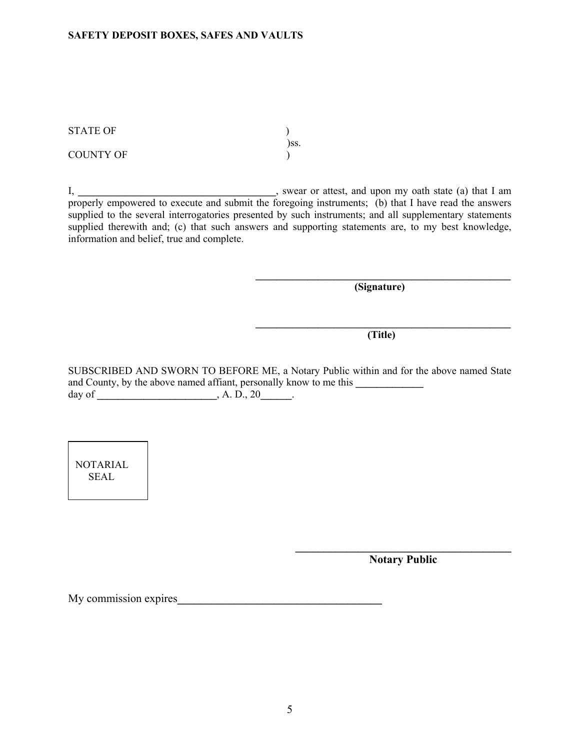STATE OF )
)ss.
COUNTY OF )

I, ______________________________________, swear or attest, and upon my oath state (a) that I am properly empowered to execute and submit the foregoing instruments; (b) that I have read the answers supplied to the several interrogatories presented by such instruments; and all supplementary statements supplied therewith and; (c) that such answers and supporting statements are, to my best knowledge, information and belief, true and complete.

__________________________________________________
**(Signature)**

__________________________________________________
**(Title)**

SUBSCRIBED AND SWORN TO BEFORE ME, a Notary Public within and for the above named State and County, by the above named affiant, personally know to me this _____________ day of _______________________, A. D., 20______.

NOTARIAL SEAL

__________________________________________
**Notary Public**

My commission expires____________________________________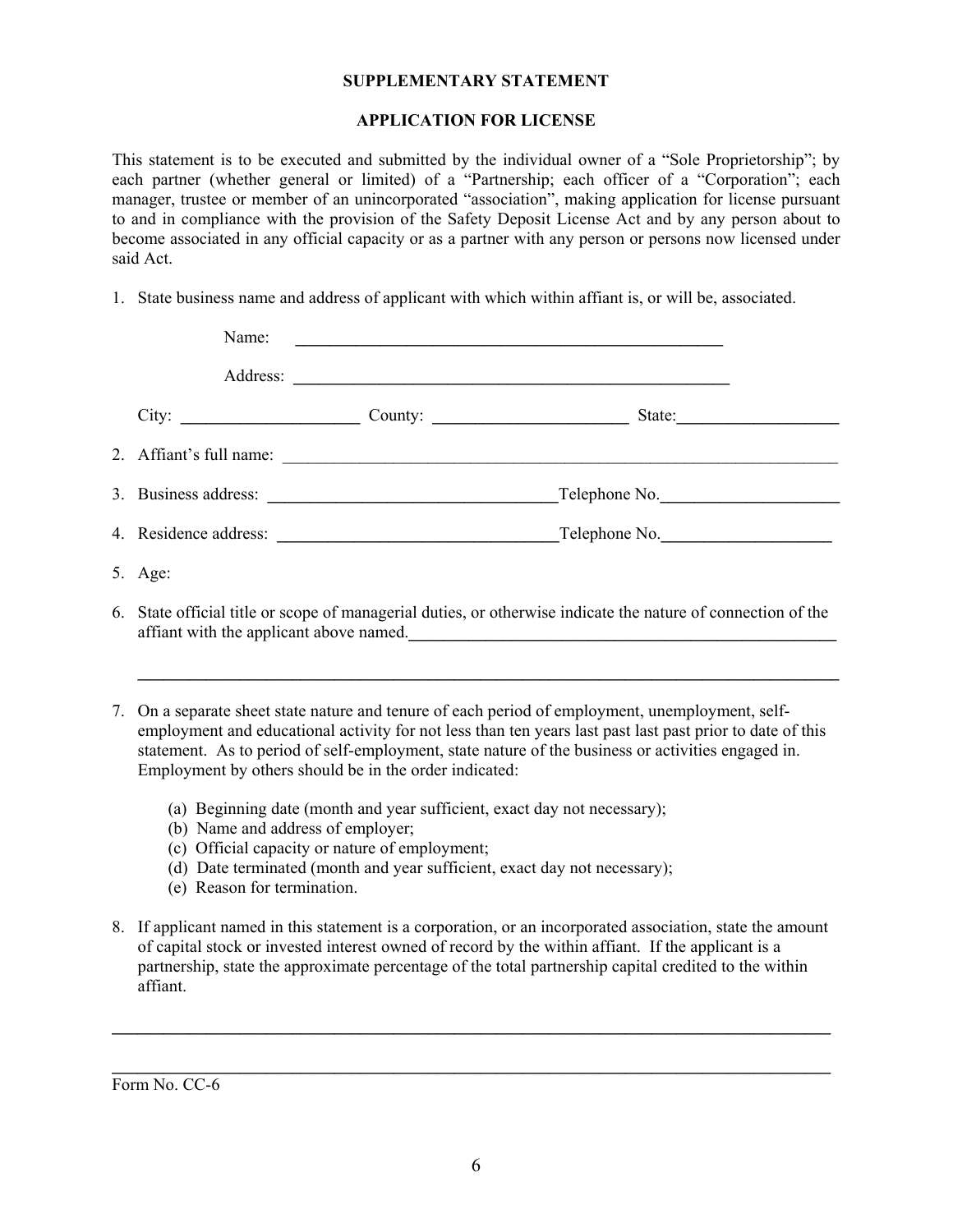**SUPPLEMENTARY STATEMENT**

**APPLICATION FOR LICENSE**

This statement is to be executed and submitted by the individual owner of a "Sole Proprietorship"; by each partner (whether general or limited) of a "Partnership; each officer of a "Corporation"; each manager, trustee or member of an unincorporated "association", making application for license pursuant to and in compliance with the provision of the Safety Deposit License Act and by any person about to become associated in any official capacity or as a partner with any person or persons now licensed under said Act.

1. State business name and address of applicant with which within affiant is, or will be, associated.

   Name: ____________________________________________

   Address: ____________________________________________

   City: ____________________ County: ____________________ State: ____________________

2. Affiant's full name: ____________________________________________

3. Business address: ______________________________ Telephone No. ____________________

4. Residence address: ______________________________ Telephone No. ____________________

5. Age:

6. State official title or scope of managerial duties, or otherwise indicate the nature of connection of the affiant with the applicant above named. ____________________________________________

   ____________________________________________

7. On a separate sheet state nature and tenure of each period of employment, unemployment, self-employment and educational activity for not less than ten years last past last past prior to date of this statement. As to period of self-employment, state nature of the business or activities engaged in. Employment by others should be in the order indicated:

   (a) Beginning date (month and year sufficient, exact day not necessary);
   (b) Name and address of employer;
   (c) Official capacity or nature of employment;
   (d) Date terminated (month and year sufficient, exact day not necessary);
   (e) Reason for termination.

8. If applicant named in this statement is a corporation, or an incorporated association, state the amount of capital stock or invested interest owned of record by the within affiant. If the applicant is a partnership, state the approximate percentage of the total partnership capital credited to the within affiant.

____________________________________________

____________________________________________

Form No. CC-6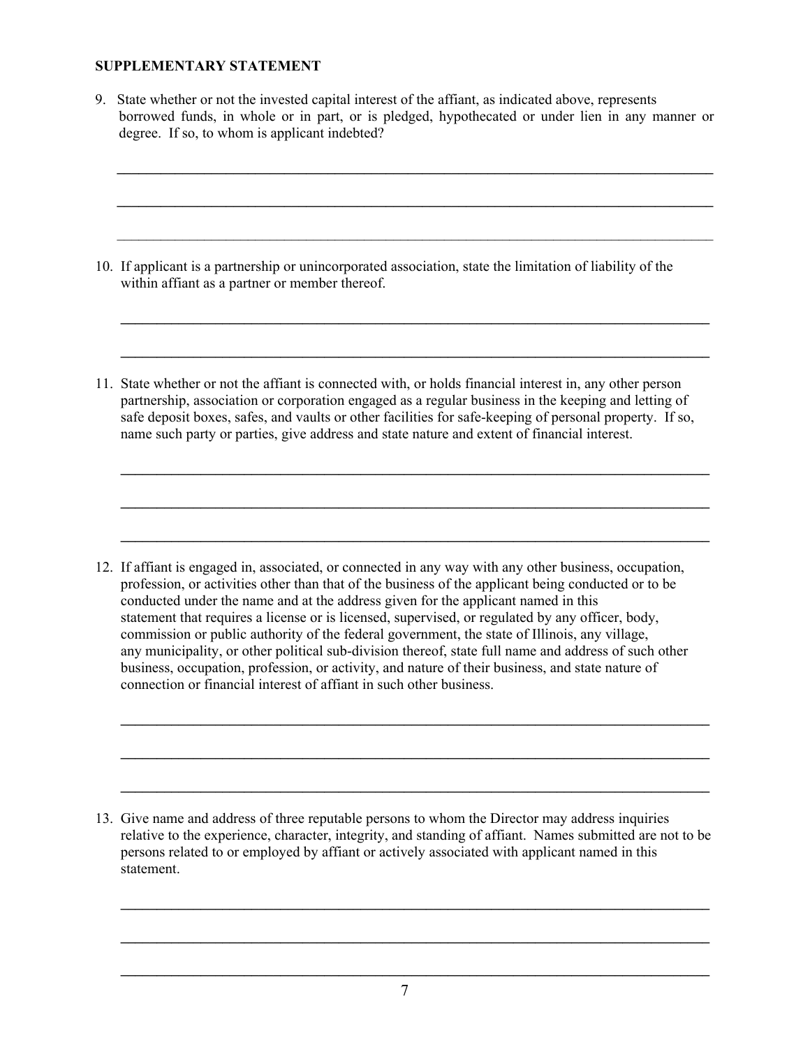**SUPPLEMENTARY STATEMENT**

9. State whether or not the invested capital interest of the affiant, as indicated above, represents borrowed funds, in whole or in part, or is pledged, hypothecated or under lien in any manner or degree. If so, to whom is applicant indebted?

______________________________________________________________________________

______________________________________________________________________________

______________________________________________________________________________

10. If applicant is a partnership or unincorporated association, state the limitation of liability of the within affiant as a partner or member thereof.

______________________________________________________________________________

______________________________________________________________________________

11. State whether or not the affiant is connected with, or holds financial interest in, any other person partnership, association or corporation engaged as a regular business in the keeping and letting of safe deposit boxes, safes, and vaults or other facilities for safe-keeping of personal property. If so, name such party or parties, give address and state nature and extent of financial interest.

______________________________________________________________________________

______________________________________________________________________________

______________________________________________________________________________

12. If affiant is engaged in, associated, or connected in any way with any other business, occupation, profession, or activities other than that of the business of the applicant being conducted or to be conducted under the name and at the address given for the applicant named in this statement that requires a license or is licensed, supervised, or regulated by any officer, body, commission or public authority of the federal government, the state of Illinois, any village, any municipality, or other political sub-division thereof, state full name and address of such other business, occupation, profession, or activity, and nature of their business, and state nature of connection or financial interest of affiant in such other business.

______________________________________________________________________________

______________________________________________________________________________

______________________________________________________________________________

13. Give name and address of three reputable persons to whom the Director may address inquiries relative to the experience, character, integrity, and standing of affiant. Names submitted are not to be persons related to or employed by affiant or actively associated with applicant named in this statement.

______________________________________________________________________________

______________________________________________________________________________

______________________________________________________________________________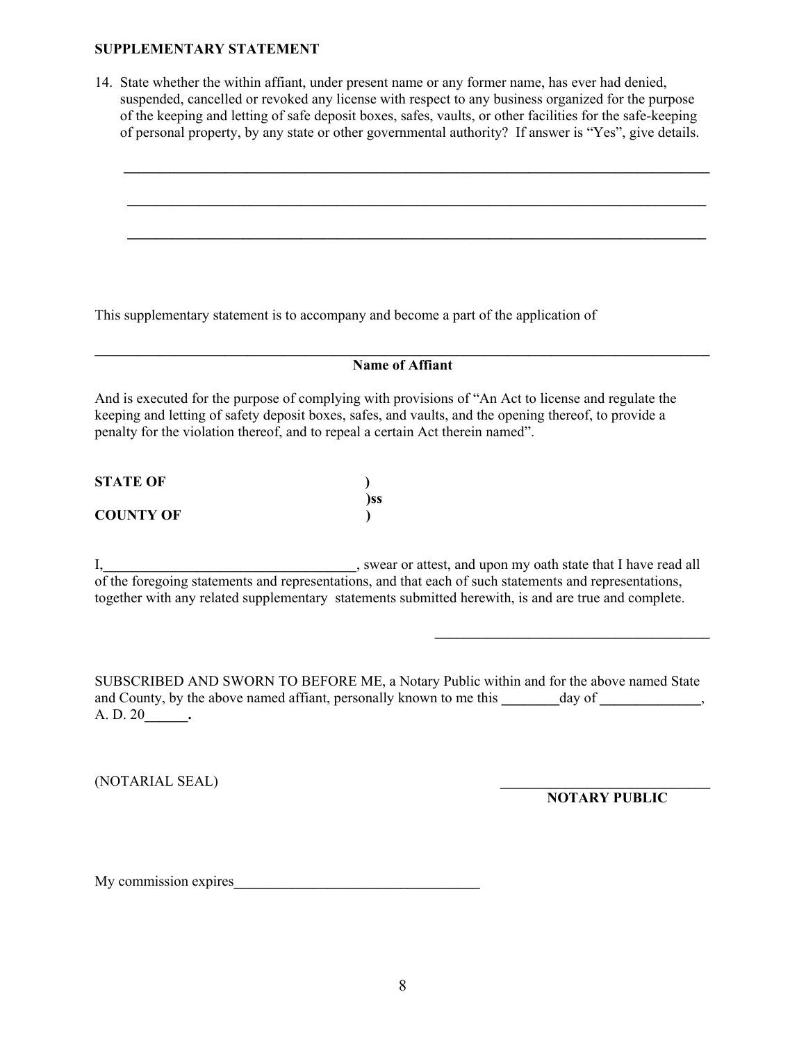**SUPPLEMENTARY STATEMENT**

14. State whether the within affiant, under present name or any former name, has ever had denied, suspended, cancelled or revoked any license with respect to any business organized for the purpose of the keeping and letting of safe deposit boxes, safes, vaults, or other facilities for the safe-keeping of personal property, by any state or other governmental authority? If answer is "Yes", give details.

\_\_\_\_\_\_\_\_\_\_\_\_\_\_\_\_\_\_\_\_\_\_\_\_\_\_\_\_\_\_\_\_\_\_\_\_\_\_\_\_\_\_\_\_\_\_\_\_\_\_\_\_\_\_\_\_\_\_\_\_\_\_\_\_\_\_\_\_\_\_\_\_\_\_\_\_

\_\_\_\_\_\_\_\_\_\_\_\_\_\_\_\_\_\_\_\_\_\_\_\_\_\_\_\_\_\_\_\_\_\_\_\_\_\_\_\_\_\_\_\_\_\_\_\_\_\_\_\_\_\_\_\_\_\_\_\_\_\_\_\_\_\_\_\_\_\_\_\_\_\_\_\_

\_\_\_\_\_\_\_\_\_\_\_\_\_\_\_\_\_\_\_\_\_\_\_\_\_\_\_\_\_\_\_\_\_\_\_\_\_\_\_\_\_\_\_\_\_\_\_\_\_\_\_\_\_\_\_\_\_\_\_\_\_\_\_\_\_\_\_\_\_\_\_\_\_\_\_\_

This supplementary statement is to accompany and become a part of the application of

\_\_\_\_\_\_\_\_\_\_\_\_\_\_\_\_\_\_\_\_\_\_\_\_\_\_\_\_\_\_\_\_\_\_\_\_\_\_\_\_\_\_\_\_\_\_\_\_\_\_\_\_\_\_\_\_\_\_\_\_\_\_\_\_\_\_\_\_\_\_\_\_\_\_\_\_

**Name of Affiant**

And is executed for the purpose of complying with provisions of "An Act to license and regulate the keeping and letting of safety deposit boxes, safes, and vaults, and the opening thereof, to provide a penalty for the violation thereof, and to repeal a certain Act therein named".

**STATE OF** )
)**ss**
**COUNTY OF** )

I,\_\_\_\_\_\_\_\_\_\_\_\_\_\_\_\_\_\_\_\_\_\_\_\_\_\_\_\_\_\_\_\_\_\_\_, swear or attest, and upon my oath state that I have read all of the foregoing statements and representations, and that each of such statements and representations, together with any related supplementary statements submitted herewith, is and are true and complete.

\_\_\_\_\_\_\_\_\_\_\_\_\_\_\_\_\_\_\_\_\_\_\_\_\_\_\_\_\_\_\_\_\_\_\_\_\_\_

SUBSCRIBED AND SWORN TO BEFORE ME, a Notary Public within and for the above named State and County, by the above named affiant, personally known to me this \_\_\_\_\_\_\_\_day of \_\_\_\_\_\_\_\_\_\_\_\_\_\_, A. D. 20\_\_\_\_\_\_.

(NOTARIAL SEAL)

\_\_\_\_\_\_\_\_\_\_\_\_\_\_\_\_\_\_\_\_\_\_\_\_\_\_\_\_\_\_
**NOTARY PUBLIC**

My commission expires\_\_\_\_\_\_\_\_\_\_\_\_\_\_\_\_\_\_\_\_\_\_\_\_\_\_\_\_\_\_\_\_\_\_\_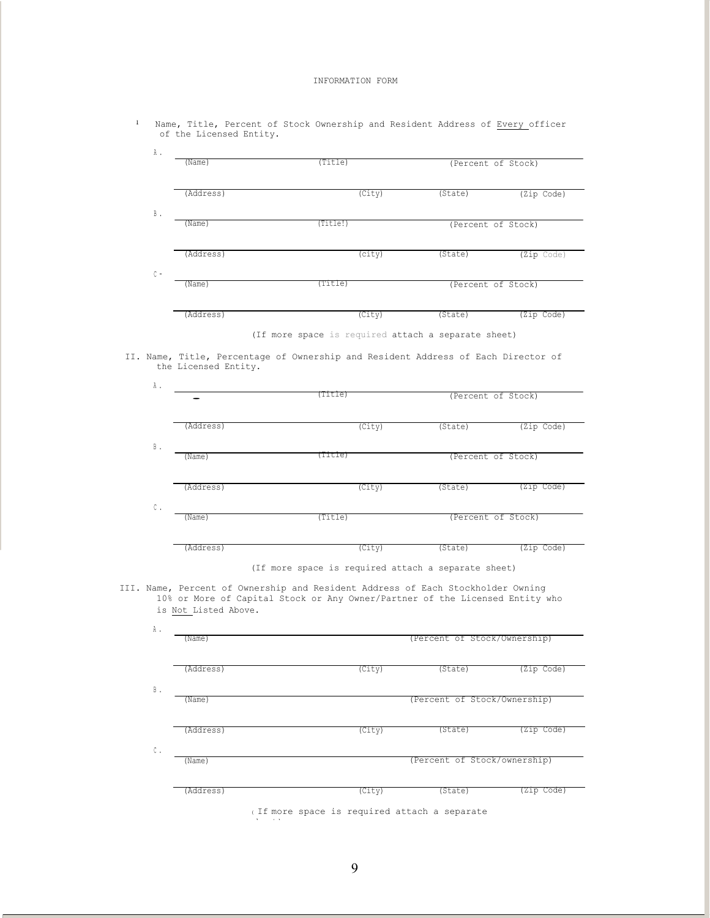# INFORMATION FORM

I. Name, Title, Percent of Stock Ownership and Resident Address of Every officer of the Licensed Entity.

A. \_\_\_\_\_\_\_\_\_\_\_\_\_\_\_\_\_\_\_\_\_\_\_\_\_\_\_\_\_\_\_\_\_\_\_\_\_\_\_\_\_\_\_\_
(Name) (Title) (Percent of Stock)

\_\_\_\_\_\_\_\_\_\_\_\_\_\_\_\_\_\_\_\_\_\_\_\_\_\_\_\_\_\_\_\_\_\_\_\_\_\_\_\_\_\_\_\_
(Address) (City) (State) (Zip Code)

B. \_\_\_\_\_\_\_\_\_\_\_\_\_\_\_\_\_\_\_\_\_\_\_\_\_\_\_\_\_\_\_\_\_\_\_\_\_\_\_\_\_\_\_\_
(Name) (Title!) (Percent of Stock)

\_\_\_\_\_\_\_\_\_\_\_\_\_\_\_\_\_\_\_\_\_\_\_\_\_\_\_\_\_\_\_\_\_\_\_\_\_\_\_\_\_\_\_\_
(Address) (city) (State) (Zip Code)

C. \_\_\_\_\_\_\_\_\_\_\_\_\_\_\_\_\_\_\_\_\_\_\_\_\_\_\_\_\_\_\_\_\_\_\_\_\_\_\_\_\_\_\_\_
(Name) (Title) (Percent of Stock)

\_\_\_\_\_\_\_\_\_\_\_\_\_\_\_\_\_\_\_\_\_\_\_\_\_\_\_\_\_\_\_\_\_\_\_\_\_\_\_\_\_\_\_\_
(Address) (City) (State) (Zip Code)

(If more space is required attach a separate sheet)

II. Name, Title, Percentage of Ownership and Resident Address of Each Director of the Licensed Entity.

A. \_\_\_\_\_\_\_\_\_\_\_\_\_\_\_\_\_\_\_\_\_\_\_\_\_\_\_\_\_\_\_\_\_\_\_\_\_\_\_\_\_\_\_\_
(Title) (Percent of Stock)

\_\_\_\_\_\_\_\_\_\_\_\_\_\_\_\_\_\_\_\_\_\_\_\_\_\_\_\_\_\_\_\_\_\_\_\_\_\_\_\_\_\_\_\_
(Address) (City) (State) (Zip Code)

B. \_\_\_\_\_\_\_\_\_\_\_\_\_\_\_\_\_\_\_\_\_\_\_\_\_\_\_\_\_\_\_\_\_\_\_\_\_\_\_\_\_\_\_\_
(Name) (Title) (Percent of Stock)

\_\_\_\_\_\_\_\_\_\_\_\_\_\_\_\_\_\_\_\_\_\_\_\_\_\_\_\_\_\_\_\_\_\_\_\_\_\_\_\_\_\_\_\_
(Address) (City) (State) (Zip Code)

C. \_\_\_\_\_\_\_\_\_\_\_\_\_\_\_\_\_\_\_\_\_\_\_\_\_\_\_\_\_\_\_\_\_\_\_\_\_\_\_\_\_\_\_\_
(Name) (Title) (Percent of Stock)

\_\_\_\_\_\_\_\_\_\_\_\_\_\_\_\_\_\_\_\_\_\_\_\_\_\_\_\_\_\_\_\_\_\_\_\_\_\_\_\_\_\_\_\_
(Address) (City) (State) (Zip Code)

(If more space is required attach a separate sheet)

III. Name, Percent of Ownership and Resident Address of Each Stockholder Owning 10% or More of Capital Stock or Any Owner/Partner of the Licensed Entity who is Not Listed Above.

A. \_\_\_\_\_\_\_\_\_\_\_\_\_\_\_\_\_\_\_\_\_\_\_\_\_\_\_\_\_\_\_\_\_\_\_\_\_\_\_\_\_\_\_\_
(Name) (Percent of Stock/Ownership)

\_\_\_\_\_\_\_\_\_\_\_\_\_\_\_\_\_\_\_\_\_\_\_\_\_\_\_\_\_\_\_\_\_\_\_\_\_\_\_\_\_\_\_\_
(Address) (City) (State) (Zip Code)

B. \_\_\_\_\_\_\_\_\_\_\_\_\_\_\_\_\_\_\_\_\_\_\_\_\_\_\_\_\_\_\_\_\_\_\_\_\_\_\_\_\_\_\_\_
(Name) (Percent of Stock/Ownership)

\_\_\_\_\_\_\_\_\_\_\_\_\_\_\_\_\_\_\_\_\_\_\_\_\_\_\_\_\_\_\_\_\_\_\_\_\_\_\_\_\_\_\_\_
(Address) (City) (State) (Zip Code)

C. \_\_\_\_\_\_\_\_\_\_\_\_\_\_\_\_\_\_\_\_\_\_\_\_\_\_\_\_\_\_\_\_\_\_\_\_\_\_\_\_\_\_\_\_
(Name) (Percent of Stock/ownership)

\_\_\_\_\_\_\_\_\_\_\_\_\_\_\_\_\_\_\_\_\_\_\_\_\_\_\_\_\_\_\_\_\_\_\_\_\_\_\_\_\_\_\_\_
(Address) (City) (State) (Zip Code)

(If more space is required attach a separate sheet)